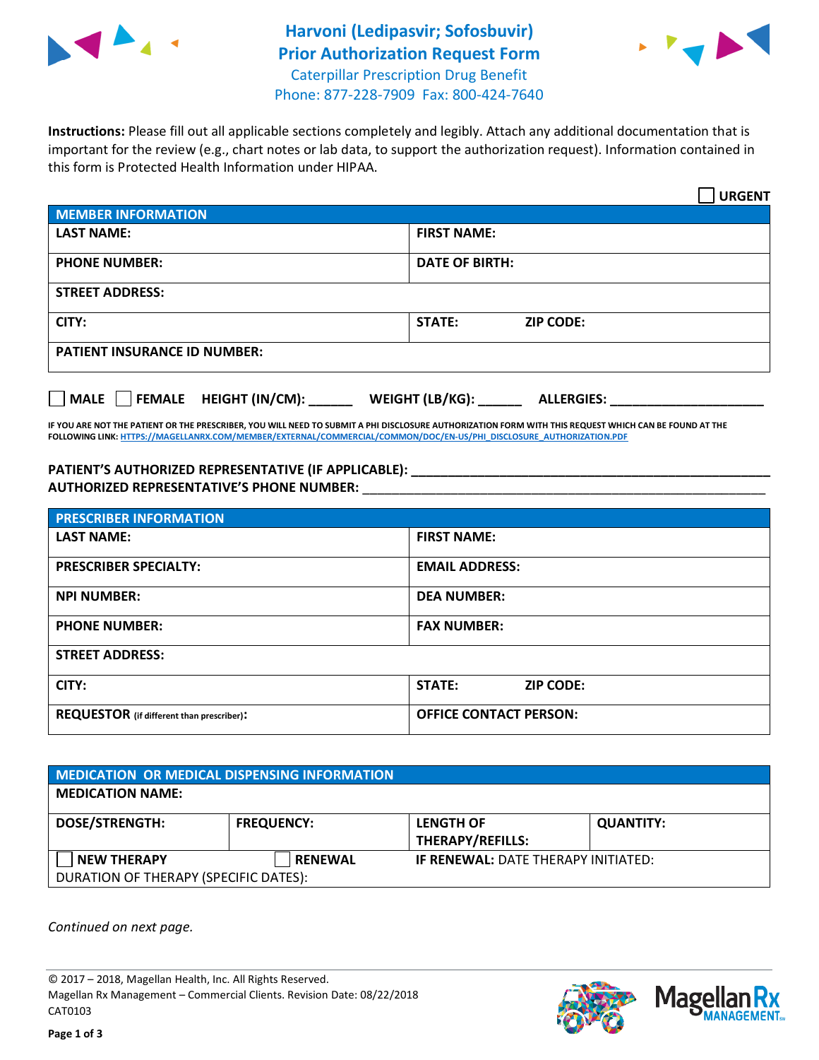# Harvoni (Ledipasvir; Sofosbuvir) Prior Authorization Request Form

Caterpillar Prescription Drug Benefit
Phone: 877-228-7909 Fax: 800-424-7640

**Instructions:** Please fill out all applicable sections completely and legibly. Attach any additional documentation that is important for the review (e.g., chart notes or lab data, to support the authorization request). Information contained in this form is Protected Health Information under HIPAA.

☐ **URGENT**

| **MEMBER INFORMATION** | |
|---|---|
| **LAST NAME:** | **FIRST NAME:** |
| **PHONE NUMBER:** | **DATE OF BIRTH:** |
| **STREET ADDRESS:** | |
| **CITY:** | **STATE:** **ZIP CODE:** |
| **PATIENT INSURANCE ID NUMBER:** | |

☐ **MALE** ☐ **FEMALE** **HEIGHT (IN/CM):** ______ **WEIGHT (LB/KG):** ______ **ALLERGIES:** ____________________

**IF YOU ARE NOT THE PATIENT OR THE PRESCRIBER, YOU WILL NEED TO SUBMIT A PHI DISCLOSURE AUTHORIZATION FORM WITH THIS REQUEST WHICH CAN BE FOUND AT THE FOLLOWING LINK: HTTPS://MAGELLANRX.COM/MEMBER/EXTERNAL/COMMERCIAL/COMMON/DOC/EN-US/PHI_DISCLOSURE_AUTHORIZATION.PDF**

**PATIENT'S AUTHORIZED REPRESENTATIVE (IF APPLICABLE):** ____________________________________________
**AUTHORIZED REPRESENTATIVE'S PHONE NUMBER:** ____________________________________________

| **PRESCRIBER INFORMATION** | |
|---|---|
| **LAST NAME:** | **FIRST NAME:** |
| **PRESCRIBER SPECIALTY:** | **EMAIL ADDRESS:** |
| **NPI NUMBER:** | **DEA NUMBER:** |
| **PHONE NUMBER:** | **FAX NUMBER:** |
| **STREET ADDRESS:** | |
| **CITY:** | **STATE:** **ZIP CODE:** |
| **REQUESTOR** (if different than prescriber)**:** | **OFFICE CONTACT PERSON:** |

| **MEDICATION OR MEDICAL DISPENSING INFORMATION** | | | |
|---|---|---|---|
| **MEDICATION NAME:** | | | |
| **DOSE/STRENGTH:** | **FREQUENCY:** | **LENGTH OF THERAPY/REFILLS:** | **QUANTITY:** |
| ☐ **NEW THERAPY** | ☐ **RENEWAL** | **IF RENEWAL:** DATE THERAPY INITIATED: | |
| DURATION OF THERAPY (SPECIFIC DATES): | | | |

*Continued on next page.*

© 2017 – 2018, Magellan Health, Inc. All Rights Reserved.
Magellan Rx Management – Commercial Clients. Revision Date: 08/22/2018
CAT0103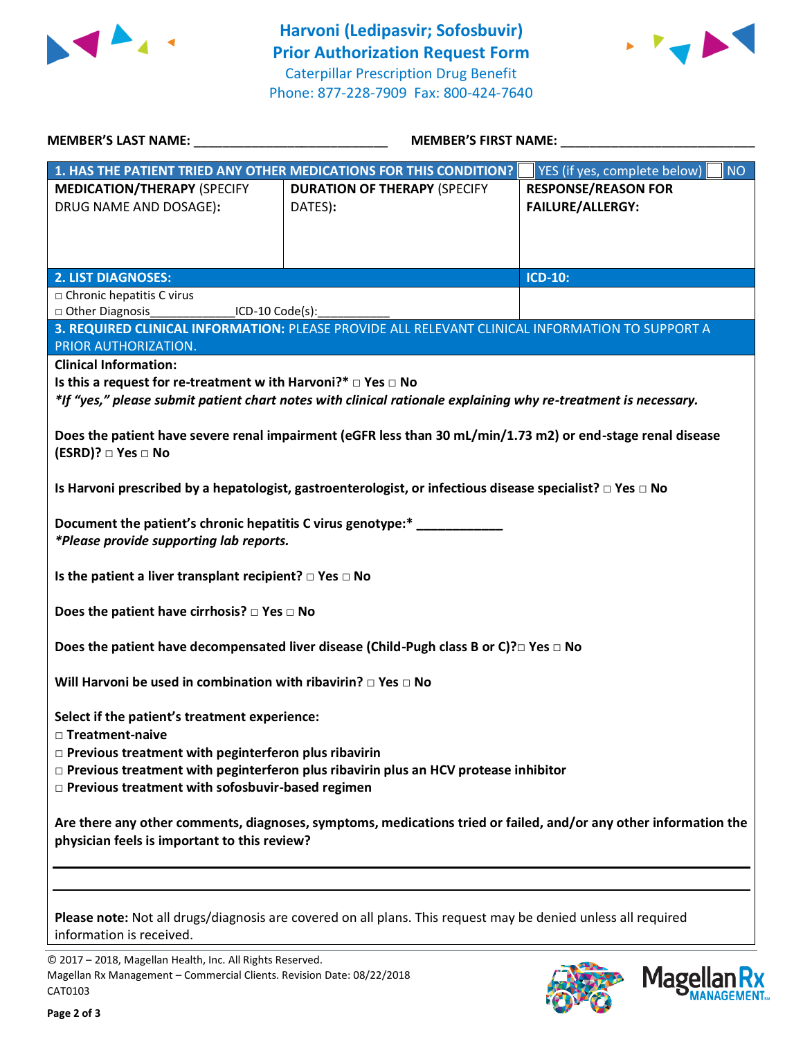# Harvoni (Ledipasvir; Sofosbuvir) Prior Authorization Request Form

Caterpillar Prescription Drug Benefit
Phone: 877-228-7909 Fax: 800-424-7640

**MEMBER'S LAST NAME:** ___________________________ **MEMBER'S FIRST NAME:** ___________________________

| **1. HAS THE PATIENT TRIED ANY OTHER MEDICATIONS FOR THIS CONDITION?** | | ☐ YES (if yes, complete below) ☐ NO |
|---|---|---|
| **MEDICATION/THERAPY** (SPECIFY DRUG NAME AND DOSAGE): | **DURATION OF THERAPY** (SPECIFY DATES): | **RESPONSE/REASON FOR FAILURE/ALLERGY:** |
| | | |

| **2. LIST DIAGNOSES:** | **ICD-10:** |
|---|---|
| □ Chronic hepatitis C virus<br>□ Other Diagnosis_____________ICD-10 Code(s):___________ | |

**3. REQUIRED CLINICAL INFORMATION:** PLEASE PROVIDE ALL RELEVANT CLINICAL INFORMATION TO SUPPORT A PRIOR AUTHORIZATION.

**Clinical Information:**

**Is this a request for re-treatment w ith Harvoni?\* □ Yes □ No**
***If "yes," please submit patient chart notes with clinical rationale explaining why re-treatment is necessary.***

**Does the patient have severe renal impairment (eGFR less than 30 mL/min/1.73 m2) or end-stage renal disease (ESRD)? □ Yes □ No**

**Is Harvoni prescribed by a hepatologist, gastroenterologist, or infectious disease specialist? □ Yes □ No**

**Document the patient's chronic hepatitis C virus genotype:\* ____________**
***Please provide supporting lab reports.***

**Is the patient a liver transplant recipient? □ Yes □ No**

**Does the patient have cirrhosis? □ Yes □ No**

**Does the patient have decompensated liver disease (Child-Pugh class B or C)?□ Yes □ No**

**Will Harvoni be used in combination with ribavirin? □ Yes □ No**

**Select if the patient's treatment experience:**
**□ Treatment-naive**
**□ Previous treatment with peginterferon plus ribavirin**
**□ Previous treatment with peginterferon plus ribavirin plus an HCV protease inhibitor**
**□ Previous treatment with sofosbuvir-based regimen**

**Are there any other comments, diagnoses, symptoms, medications tried or failed, and/or any other information the physician feels is important to this review?**

_______________________________________________________________

_______________________________________________________________

**Please note:** Not all drugs/diagnosis are covered on all plans. This request may be denied unless all required information is received.

© 2017 – 2018, Magellan Health, Inc. All Rights Reserved.
Magellan Rx Management – Commercial Clients. Revision Date: 08/22/2018
CAT0103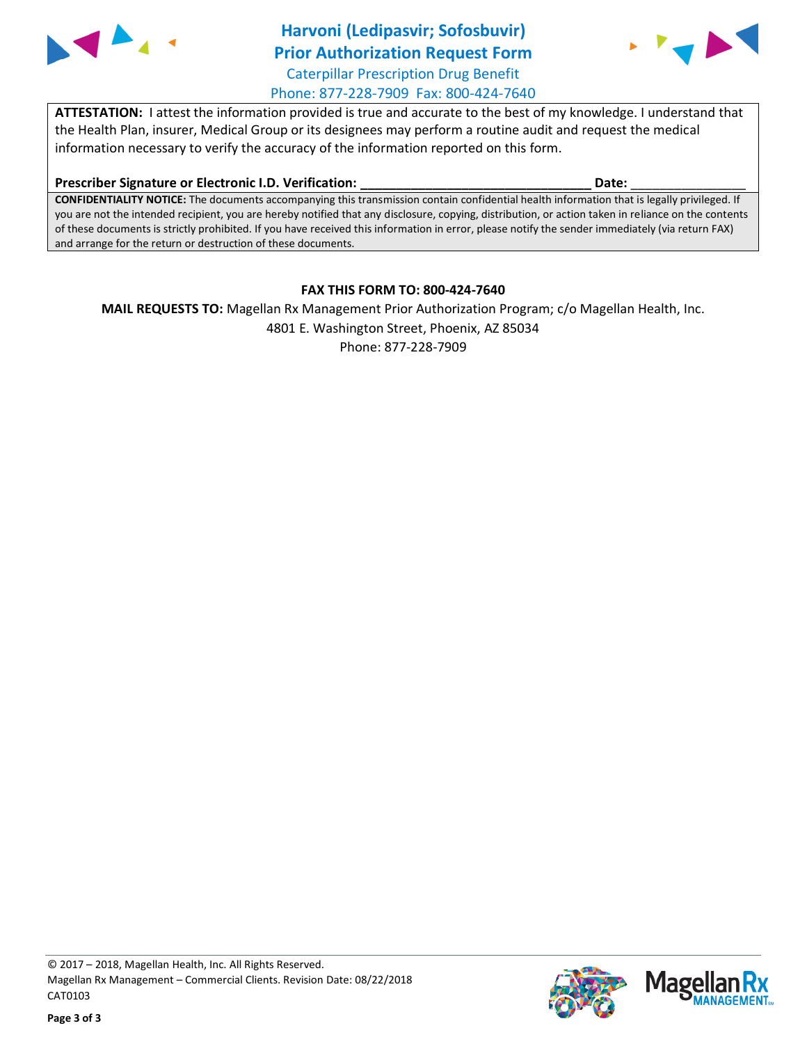**ATTESTATION:** I attest the information provided is true and accurate to the best of my knowledge. I understand that the Health Plan, insurer, Medical Group or its designees may perform a routine audit and request the medical information necessary to verify the accuracy of the information reported on this form.

**Prescriber Signature or Electronic I.D. Verification: ________________________________ Date:** ________________

**CONFIDENTIALITY NOTICE:** The documents accompanying this transmission contain confidential health information that is legally privileged. If you are not the intended recipient, you are hereby notified that any disclosure, copying, distribution, or action taken in reliance on the contents of these documents is strictly prohibited. If you have received this information in error, please notify the sender immediately (via return FAX) and arrange for the return or destruction of these documents.

**FAX THIS FORM TO: 800-424-7640**

**MAIL REQUESTS TO:** Magellan Rx Management Prior Authorization Program; c/o Magellan Health, Inc.
4801 E. Washington Street, Phoenix, AZ 85034
Phone: 877-228-7909

© 2017 – 2018, Magellan Health, Inc. All Rights Reserved.
Magellan Rx Management – Commercial Clients. Revision Date: 08/22/2018
CAT0103